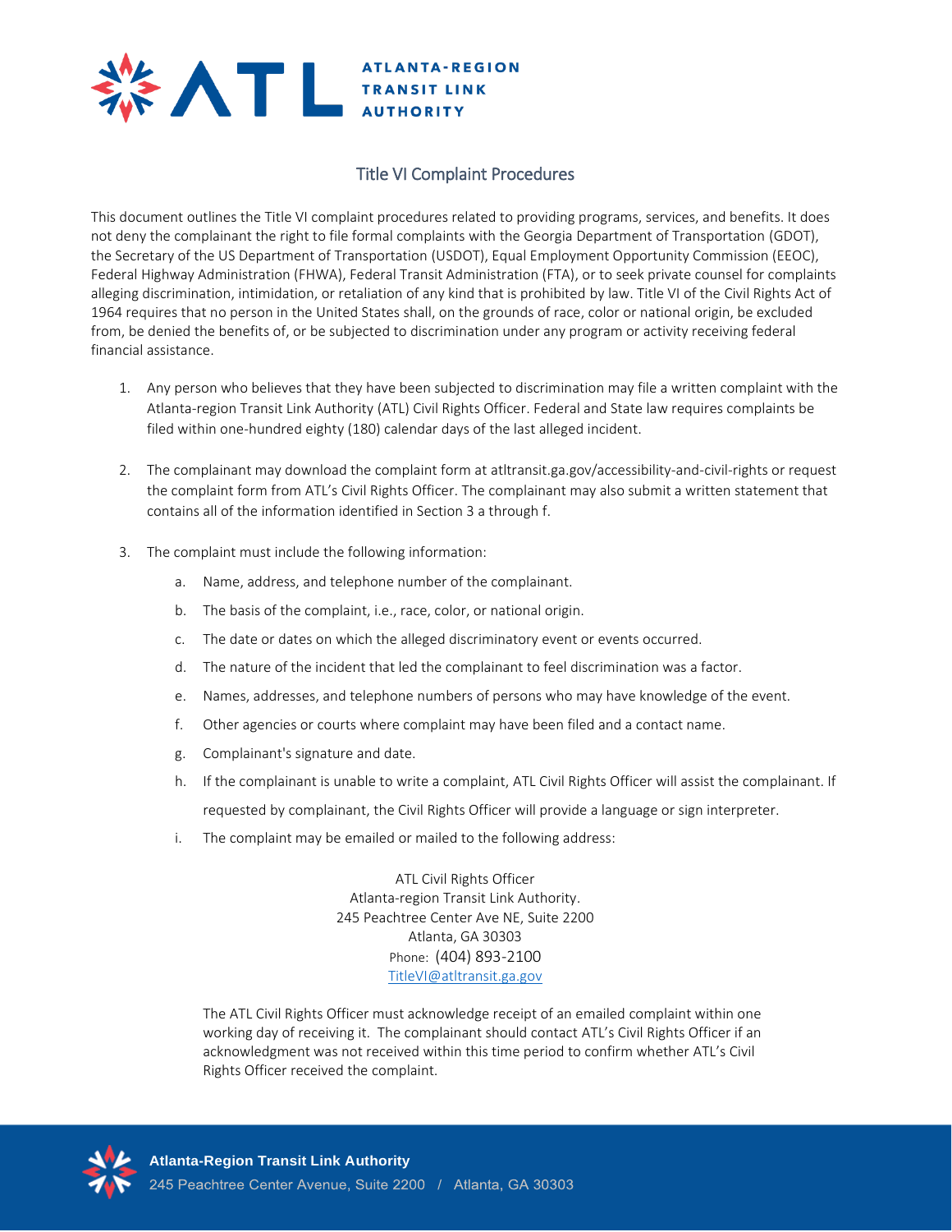ATLANTA-REGION TRANSIT LINK AUTHORITY

# Title VI Complaint Procedures

This document outlines the Title VI complaint procedures related to providing programs, services, and benefits. It does not deny the complainant the right to file formal complaints with the Georgia Department of Transportation (GDOT), the Secretary of the US Department of Transportation (USDOT), Equal Employment Opportunity Commission (EEOC), Federal Highway Administration (FHWA), Federal Transit Administration (FTA), or to seek private counsel for complaints alleging discrimination, intimidation, or retaliation of any kind that is prohibited by law. Title VI of the Civil Rights Act of 1964 requires that no person in the United States shall, on the grounds of race, color or national origin, be excluded from, be denied the benefits of, or be subjected to discrimination under any program or activity receiving federal financial assistance.

1. Any person who believes that they have been subjected to discrimination may file a written complaint with the Atlanta-region Transit Link Authority (ATL) Civil Rights Officer. Federal and State law requires complaints be filed within one-hundred eighty (180) calendar days of the last alleged incident.

2. The complainant may download the complaint form at atltransit.ga.gov/accessibility-and-civil-rights or request the complaint form from ATL's Civil Rights Officer. The complainant may also submit a written statement that contains all of the information identified in Section 3 a through f.

3. The complaint must include the following information:

   a. Name, address, and telephone number of the complainant.

   b. The basis of the complaint, i.e., race, color, or national origin.

   c. The date or dates on which the alleged discriminatory event or events occurred.

   d. The nature of the incident that led the complainant to feel discrimination was a factor.

   e. Names, addresses, and telephone numbers of persons who may have knowledge of the event.

   f. Other agencies or courts where complaint may have been filed and a contact name.

   g. Complainant's signature and date.

   h. If the complainant is unable to write a complaint, ATL Civil Rights Officer will assist the complainant. If requested by complainant, the Civil Rights Officer will provide a language or sign interpreter.

   i. The complaint may be emailed or mailed to the following address:

      ATL Civil Rights Officer
      Atlanta-region Transit Link Authority.
      245 Peachtree Center Ave NE, Suite 2200
      Atlanta, GA 30303
      Phone: (404) 893-2100
      TitleVI@atltransit.ga.gov

   The ATL Civil Rights Officer must acknowledge receipt of an emailed complaint within one working day of receiving it. The complainant should contact ATL's Civil Rights Officer if an acknowledgment was not received within this time period to confirm whether ATL's Civil Rights Officer received the complaint.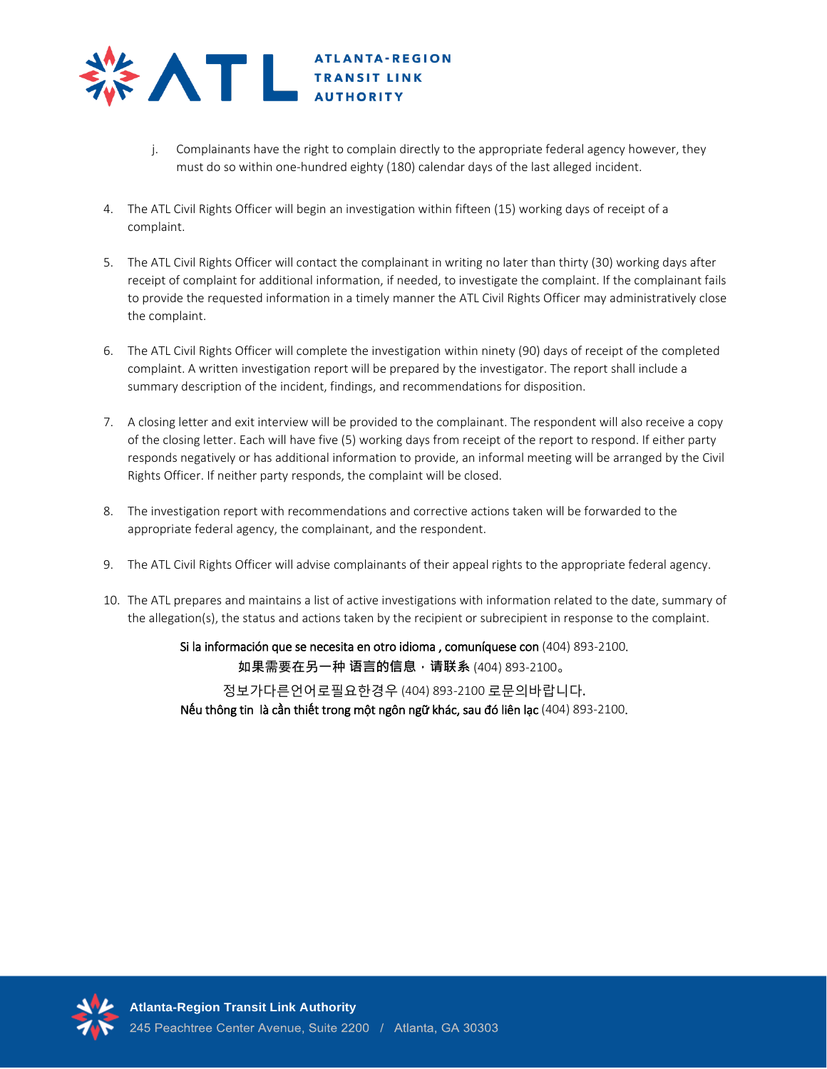j. Complainants have the right to complain directly to the appropriate federal agency however, they must do so within one-hundred eighty (180) calendar days of the last alleged incident.

4. The ATL Civil Rights Officer will begin an investigation within fifteen (15) working days of receipt of a complaint.

5. The ATL Civil Rights Officer will contact the complainant in writing no later than thirty (30) working days after receipt of complaint for additional information, if needed, to investigate the complaint. If the complainant fails to provide the requested information in a timely manner the ATL Civil Rights Officer may administratively close the complaint.

6. The ATL Civil Rights Officer will complete the investigation within ninety (90) days of receipt of the completed complaint. A written investigation report will be prepared by the investigator. The report shall include a summary description of the incident, findings, and recommendations for disposition.

7. A closing letter and exit interview will be provided to the complainant. The respondent will also receive a copy of the closing letter. Each will have five (5) working days from receipt of the report to respond. If either party responds negatively or has additional information to provide, an informal meeting will be arranged by the Civil Rights Officer. If neither party responds, the complaint will be closed.

8. The investigation report with recommendations and corrective actions taken will be forwarded to the appropriate federal agency, the complainant, and the respondent.

9. The ATL Civil Rights Officer will advise complainants of their appeal rights to the appropriate federal agency.

10. The ATL prepares and maintains a list of active investigations with information related to the date, summary of the allegation(s), the status and actions taken by the recipient or subrecipient in response to the complaint.

**Si la información que se necesita en otro idioma , comuníquese con** (404) 893-2100.

**如果需要在另一种 语言的信息，请联系** (404) 893-2100。

정보가다른언어로필요한경우 (404) 893-2100 로문의바랍니다.

**Nếu thông tin là cần thiết trong một ngôn ngữ khác, sau đó liên lạc** (404) 893-2100.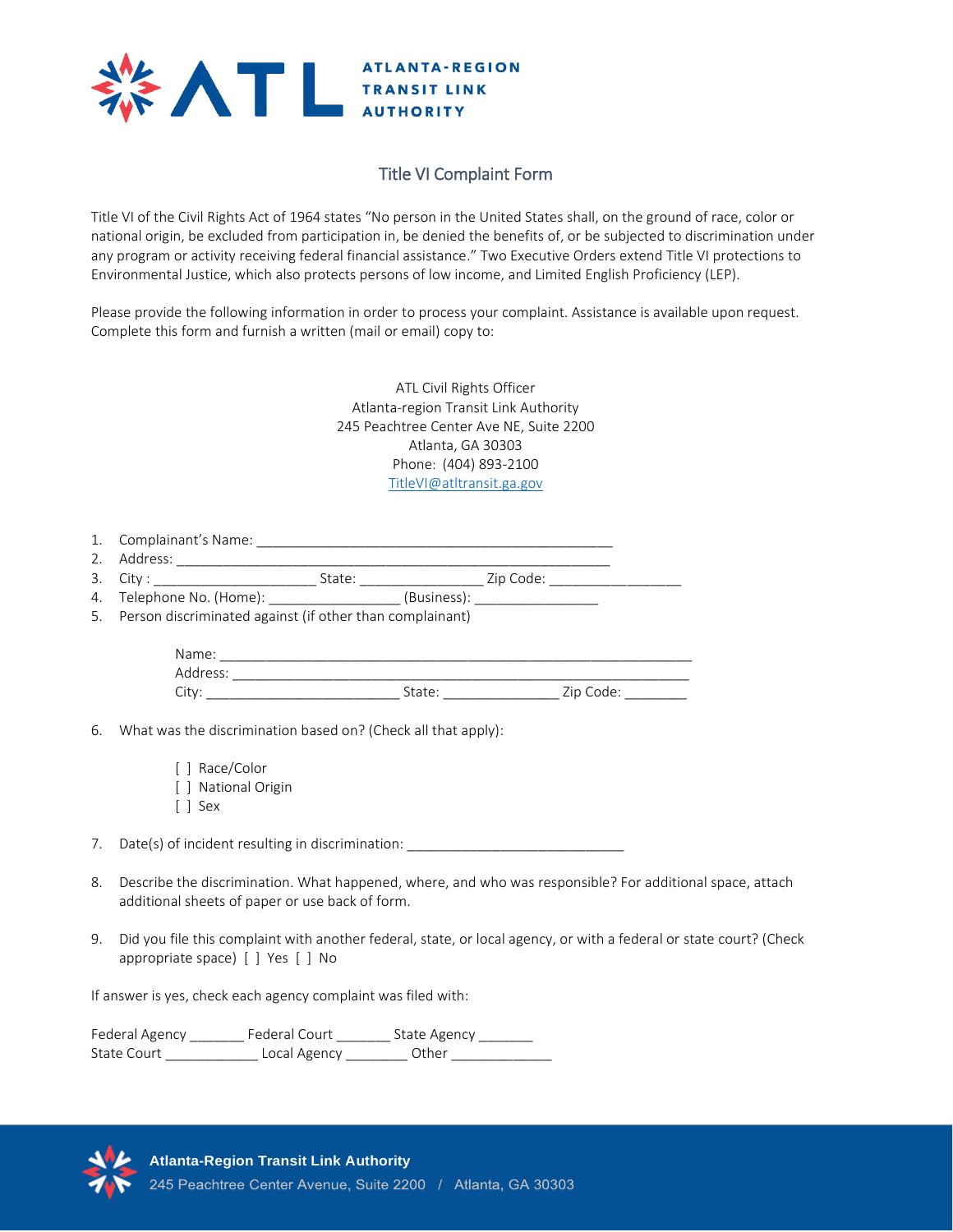ATLANTA-REGION
TRANSIT LINK
AUTHORITY

## Title VI Complaint Form

Title VI of the Civil Rights Act of 1964 states "No person in the United States shall, on the ground of race, color or national origin, be excluded from participation in, be denied the benefits of, or be subjected to discrimination under any program or activity receiving federal financial assistance." Two Executive Orders extend Title VI protections to Environmental Justice, which also protects persons of low income, and Limited English Proficiency (LEP).

Please provide the following information in order to process your complaint. Assistance is available upon request. Complete this form and furnish a written (mail or email) copy to:

ATL Civil Rights Officer
Atlanta-region Transit Link Authority
245 Peachtree Center Ave NE, Suite 2200
Atlanta, GA 30303
Phone: (404) 893-2100
TitleVI@atltransit.ga.gov

1. Complainant's Name: _______________________________________________
2. Address: __________________________________________________________
3. City : _____________________ State: ________________ Zip Code: ________________
4. Telephone No. (Home): ________________ (Business): ________________
5. Person discriminated against (if other than complainant)

   Name: ______________________________________________________________
   Address: ____________________________________________________________
   City: ________________________ State: ______________ Zip Code: ________

6. What was the discrimination based on? (Check all that apply):

   [ ] Race/Color
   [ ] National Origin
   [ ] Sex

7. Date(s) of incident resulting in discrimination: ___________________________

8. Describe the discrimination. What happened, where, and who was responsible? For additional space, attach additional sheets of paper or use back of form.

9. Did you file this complaint with another federal, state, or local agency, or with a federal or state court? (Check appropriate space) [ ] Yes [ ] No

If answer is yes, check each agency complaint was filed with:

Federal Agency _______ Federal Court _______ State Agency _______
State Court ____________ Local Agency ________ Other _____________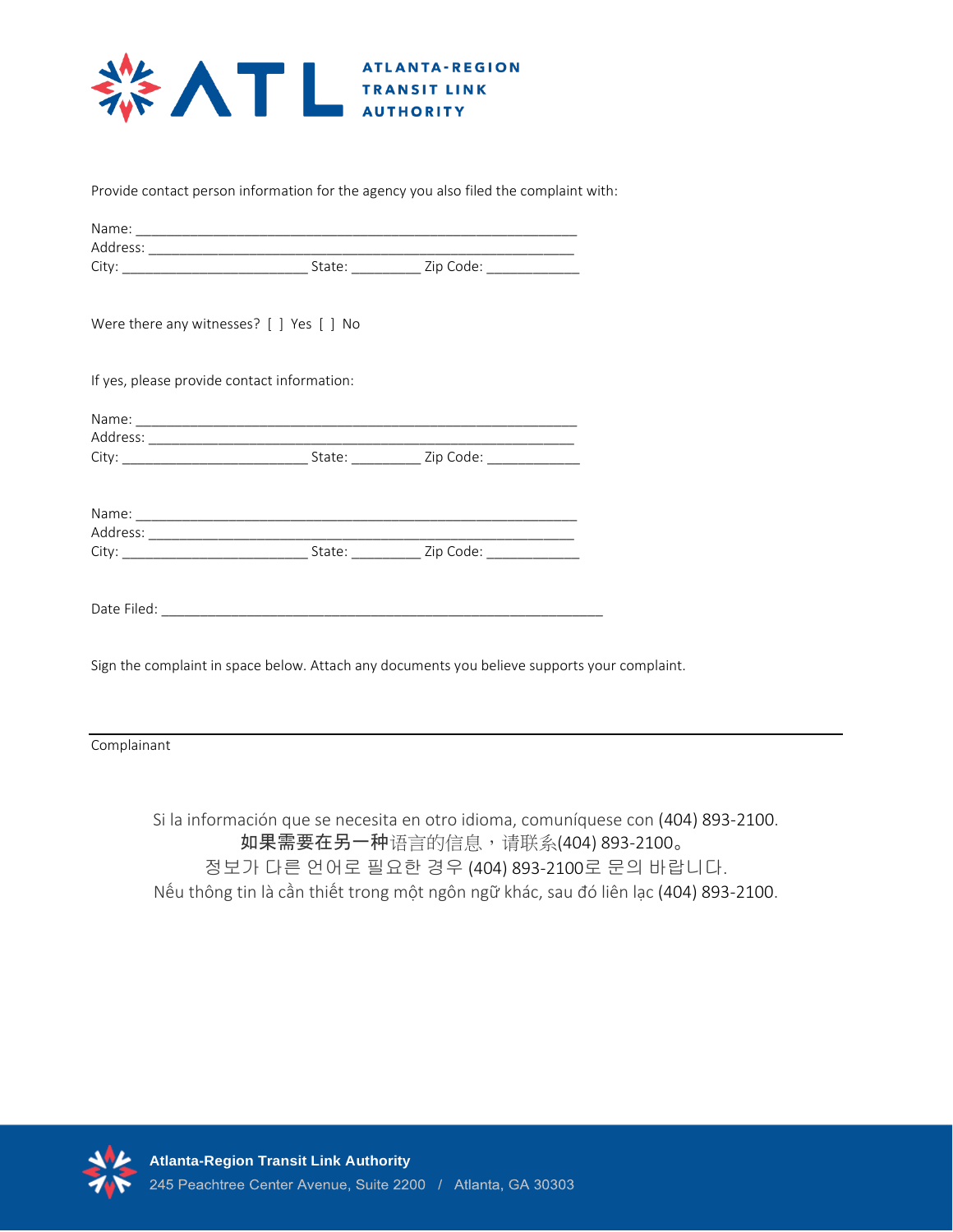Provide contact person information for the agency you also filed the complaint with:

Name: ______________________________________________________________
Address: ____________________________________________________________
City: __________________________ State: _________ Zip Code: ____________

Were there any witnesses? [ ] Yes [ ] No

If yes, please provide contact information:

Name: ______________________________________________________________
Address: ____________________________________________________________
City: __________________________ State: _________ Zip Code: ____________

Name: ______________________________________________________________
Address: ____________________________________________________________
City: __________________________ State: _________ Zip Code: ____________

Date Filed: ______________________________________________________________

Sign the complaint in space below. Attach any documents you believe supports your complaint.

______________________________________________________________________________

Complainant

Si la información que se necesita en otro idioma, comuníquese con (404) 893-2100.
如果需要在另一种语言的信息，请联系(404) 893-2100。
정보가 다른 언어로 필요한 경우 (404) 893-2100로 문의 바랍니다.
Nếu thông tin là cần thiết trong một ngôn ngữ khác, sau đó liên lạc (404) 893-2100.